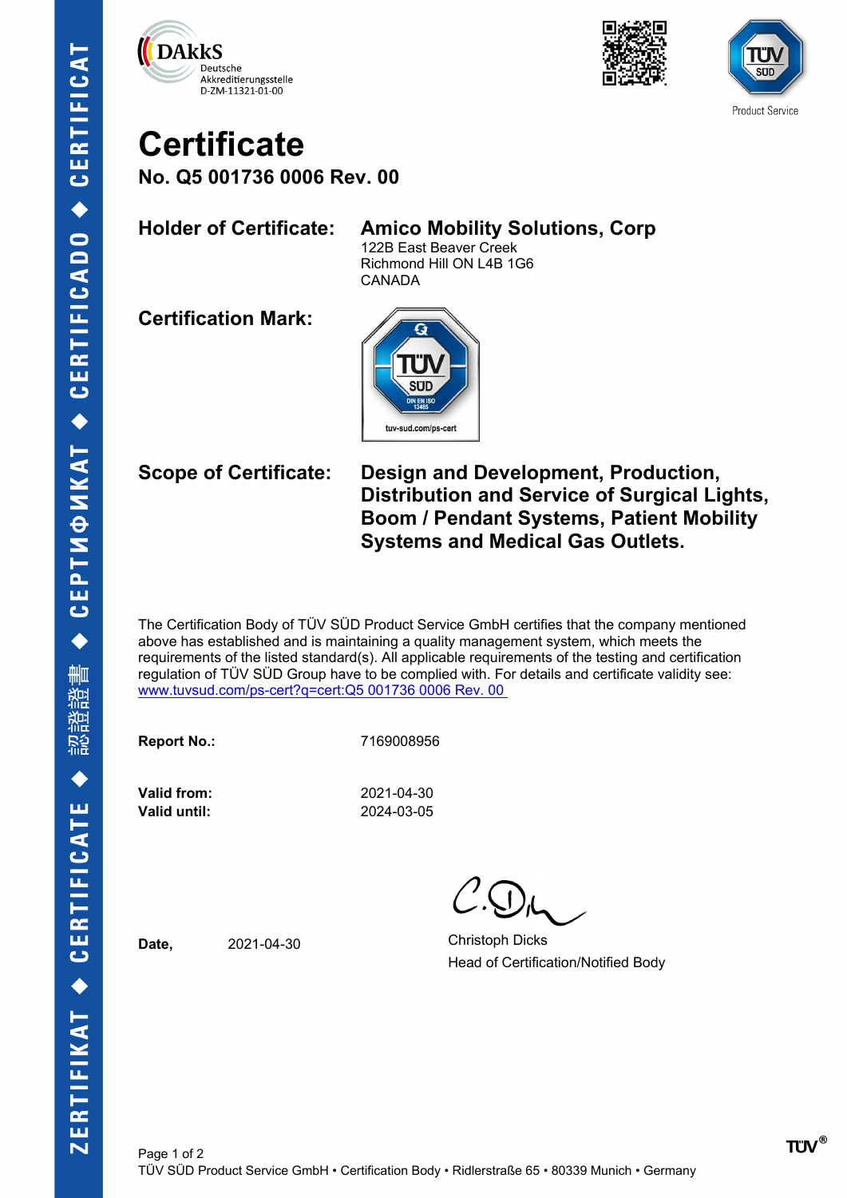DAkkS
Deutsche
Akkreditierungsstelle
D-ZM-11321-01-00

Product Service

# Certificate

## No. Q5 001736 0006 Rev. 00

**Holder of Certificate:** **Amico Mobility Solutions, Corp**
122B East Beaver Creek
Richmond Hill ON L4B 1G6
CANADA

**Certification Mark:**

TÜV SÜD
DIN EN ISO 13485
tuv-sud.com/ps-cert

**Scope of Certificate:** **Design and Development, Production, Distribution and Service of Surgical Lights, Boom / Pendant Systems, Patient Mobility Systems and Medical Gas Outlets.**

The Certification Body of TÜV SÜD Product Service GmbH certifies that the company mentioned above has established and is maintaining a quality management system, which meets the requirements of the listed standard(s). All applicable requirements of the testing and certification regulation of TÜV SÜD Group have to be complied with. For details and certificate validity see: www.tuvsud.com/ps-cert?q=cert:Q5 001736 0006 Rev. 00

**Report No.:** 7169008956

**Valid from:** 2021-04-30
**Valid until:** 2024-03-05

**Date,** 2021-04-30

Christoph Dicks
Head of Certification/Notified Body

TÜV SÜD Product Service GmbH • Certification Body • Ridlerstraße 65 • 80339 Munich • Germany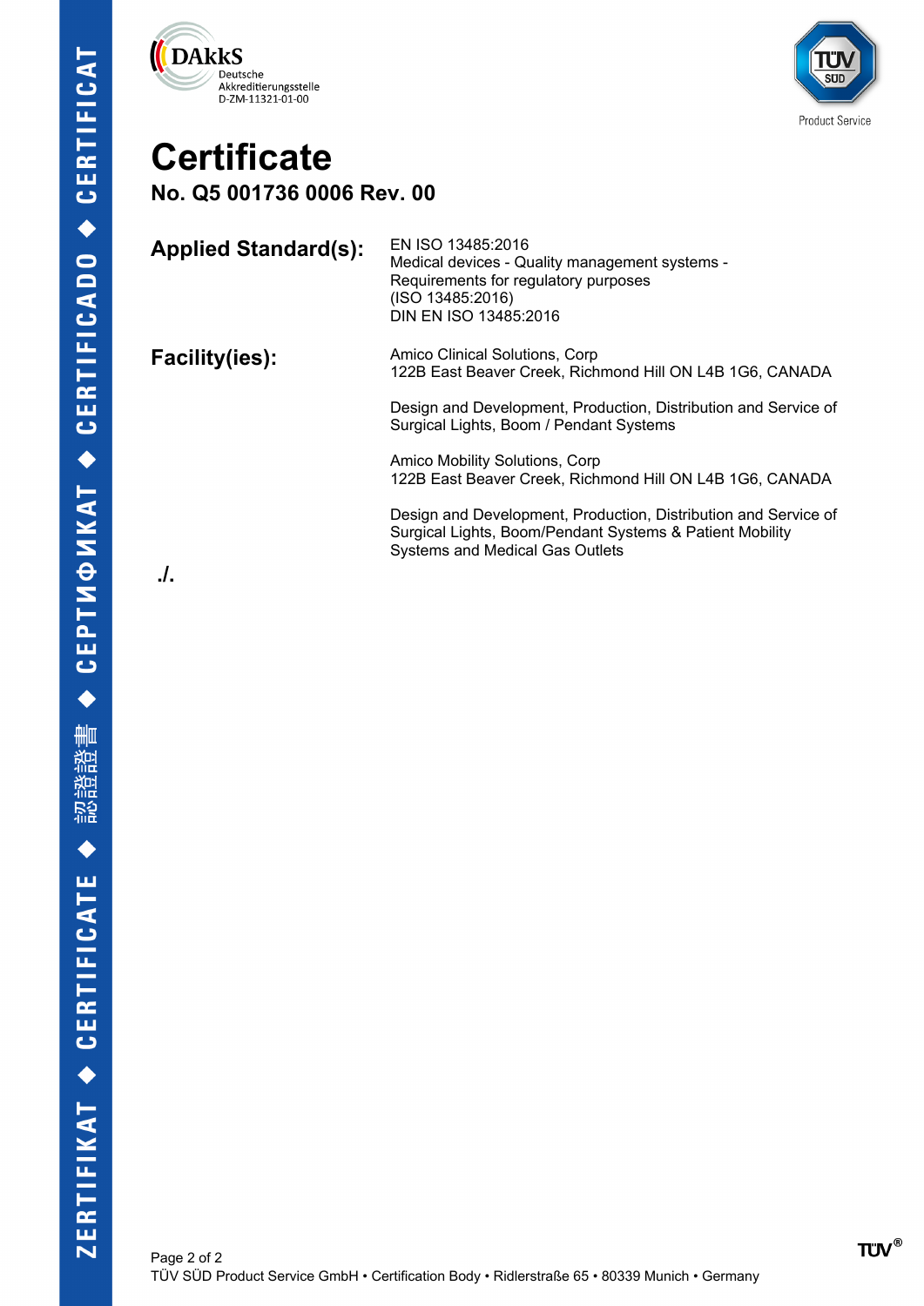DAkkS
Deutsche
Akkreditierungsstelle
D-ZM-11321-01-00

TÜV SÜD
Product Service

# Certificate

## No. Q5 001736 0006 Rev. 00

**Applied Standard(s):**

EN ISO 13485:2016
Medical devices - Quality management systems -
Requirements for regulatory purposes
(ISO 13485:2016)
DIN EN ISO 13485:2016

**Facility(ies):**

Amico Clinical Solutions, Corp
122B East Beaver Creek, Richmond Hill ON L4B 1G6, CANADA

Design and Development, Production, Distribution and Service of Surgical Lights, Boom / Pendant Systems

Amico Mobility Solutions, Corp
122B East Beaver Creek, Richmond Hill ON L4B 1G6, CANADA

Design and Development, Production, Distribution and Service of Surgical Lights, Boom/Pendant Systems & Patient Mobility Systems and Medical Gas Outlets

./.

TÜV SÜD Product Service GmbH • Certification Body • Ridlerstraße 65 • 80339 Munich • Germany